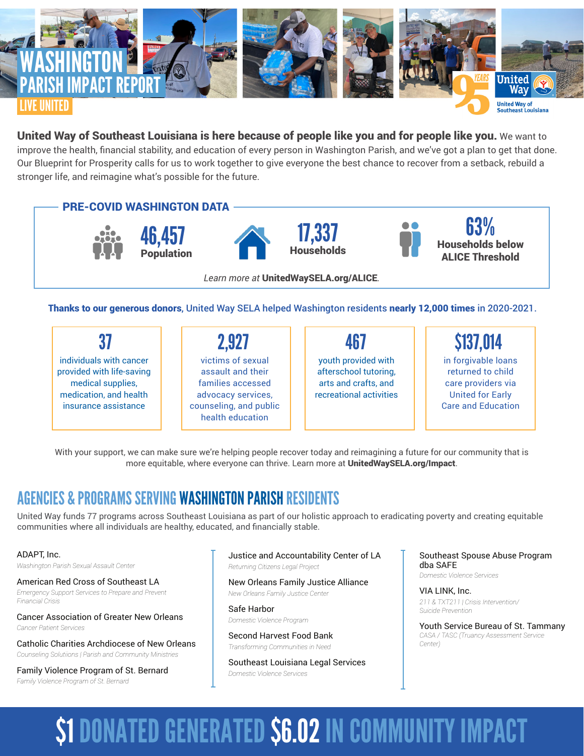# WASHINGTON PARISH IMPACT REPORT

LIVE UNITED

95 YEARS — United Way of Southeast Louisiana

**United Way of Southeast Louisiana is here because of people like you and for people like you.** We want to improve the health, financial stability, and education of every person in Washington Parish, and we've got a plan to get that done. Our Blueprint for Prosperity calls for us to work together to give everyone the best chance to recover from a setback, rebuild a stronger life, and reimagine what's possible for the future.

## PRE-COVID WASHINGTON DATA

- **46,457** Population
- **17,337** Households
- **63%** Households below ALICE Threshold

*Learn more at* **UnitedWaySELA.org/ALICE**.

**Thanks to our generous donors**, United Way SELA helped Washington residents **nearly 12,000 times** in 2020-2021.

- **37** individuals with cancer provided with life-saving medical supplies, medication, and health insurance assistance
- **2,927** victims of sexual assault and their families accessed advocacy services, counseling, and public health education
- **467** youth provided with afterschool tutoring, arts and crafts, and recreational activities
- **$137,014** in forgivable loans returned to child care providers via United for Early Care and Education

With your support, we can make sure we're helping people recover today and reimagining a future for our community that is more equitable, where everyone can thrive. Learn more at **UnitedWaySELA.org/Impact**.

## AGENCIES & PROGRAMS SERVING WASHINGTON PARISH RESIDENTS

United Way funds 77 programs across Southeast Louisiana as part of our holistic approach to eradicating poverty and creating equitable communities where all individuals are healthy, educated, and financially stable.

ADAPT, Inc.
*Washington Parish Sexual Assault Center*

American Red Cross of Southeast LA
*Emergency Support Services to Prepare and Prevent Financial Crisis*

Cancer Association of Greater New Orleans
*Cancer Patient Services*

Catholic Charities Archdiocese of New Orleans
*Counseling Solutiions | Parish and Community Ministries*

Family Violence Program of St. Bernard
*Family Violence Program of St. Bernard*

Justice and Accountability Center of LA
*Returning Citizens Legal Project*

New Orleans Family Justice Alliance
*New Orleans Family Justice Center*

Safe Harbor
*Domestic Violence Program*

Second Harvest Food Bank
*Transforming Communities in Need*

Southeast Louisiana Legal Services
*Domestic Violence Services*

Southeast Spouse Abuse Program dba SAFE
*Domestic Violence Services*

VIA LINK, Inc.
*211 & TXT211 | Crisis Intervention/ Suicide Prevention*

Youth Service Bureau of St. Tammany
*CASA / TASC (Truancy Assessment Service Center)*

## $1 DONATED GENERATED $6.02 IN COMMUNITY IMPACT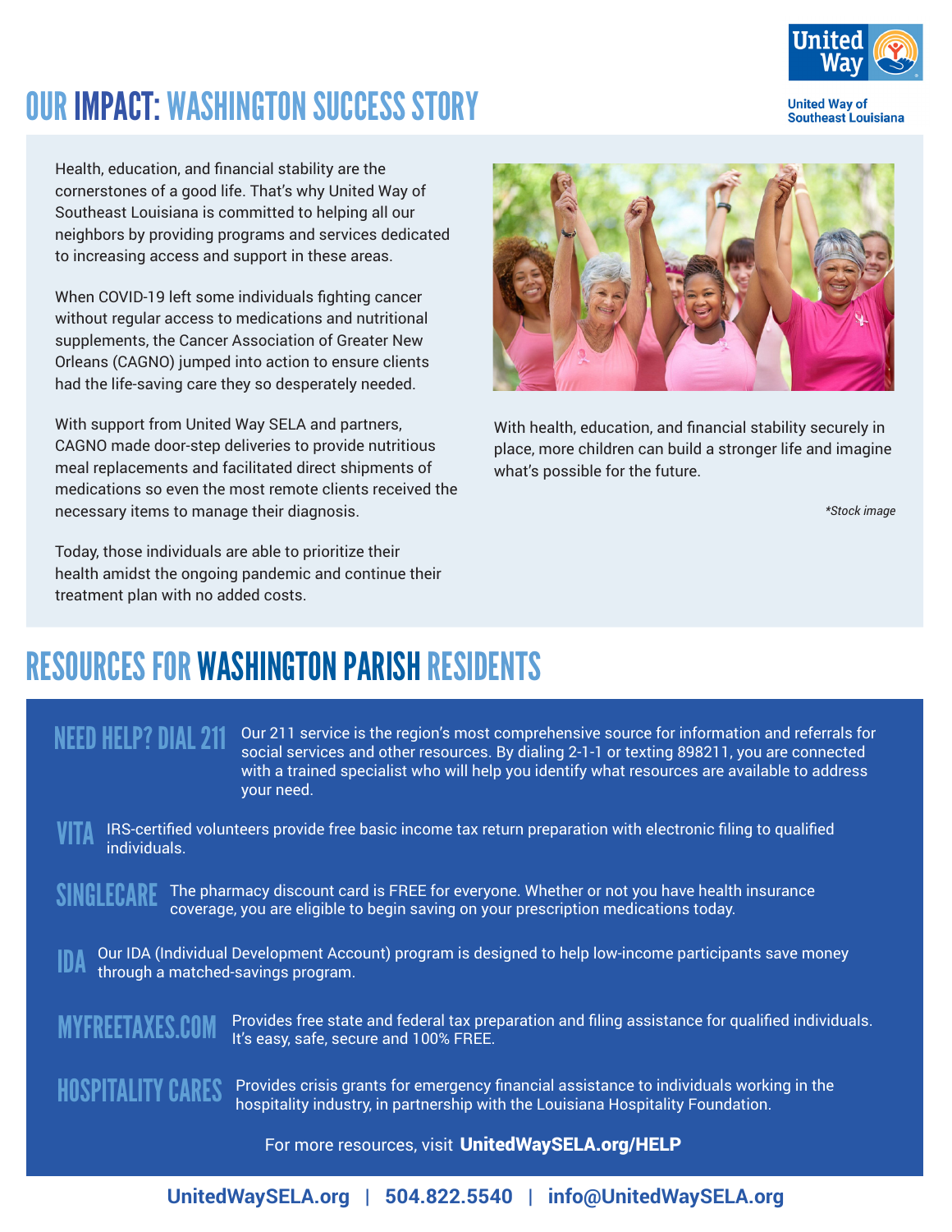United Way of Southeast Louisiana

# OUR IMPACT: WASHINGTON SUCCESS STORY

Health, education, and financial stability are the cornerstones of a good life. That's why United Way of Southeast Louisiana is committed to helping all our neighbors by providing programs and services dedicated to increasing access and support in these areas.

When COVID-19 left some individuals fighting cancer without regular access to medications and nutritional supplements, the Cancer Association of Greater New Orleans (CAGNO) jumped into action to ensure clients had the life-saving care they so desperately needed.

With support from United Way SELA and partners, CAGNO made door-step deliveries to provide nutritious meal replacements and facilitated direct shipments of medications so even the most remote clients received the necessary items to manage their diagnosis.

Today, those individuals are able to prioritize their health amidst the ongoing pandemic and continue their treatment plan with no added costs.

With health, education, and financial stability securely in place, more children can build a stronger life and imagine what's possible for the future.

*\*Stock image*

# RESOURCES FOR WASHINGTON PARISH RESIDENTS

**NEED HELP? DIAL 211** Our 211 service is the region's most comprehensive source for information and referrals for social services and other resources. By dialing 2-1-1 or texting 898211, you are connected with a trained specialist who will help you identify what resources are available to address your need.

**VITA** IRS-certified volunteers provide free basic income tax return preparation with electronic filing to qualified individuals.

**SINGLECARE** The pharmacy discount card is FREE for everyone. Whether or not you have health insurance coverage, you are eligible to begin saving on your prescription medications today.

**IDA** Our IDA (Individual Development Account) program is designed to help low-income participants save money through a matched-savings program.

**MYFREETAXES.COM** Provides free state and federal tax preparation and filing assistance for qualified individuals. It's easy, safe, secure and 100% FREE.

**HOSPITALITY CARES** Provides crisis grants for emergency financial assistance to individuals working in the hospitality industry, in partnership with the Louisiana Hospitality Foundation.

For more resources, visit **UnitedWaySELA.org/HELP**

**UnitedWaySELA.org | 504.822.5540 | info@UnitedWaySELA.org**